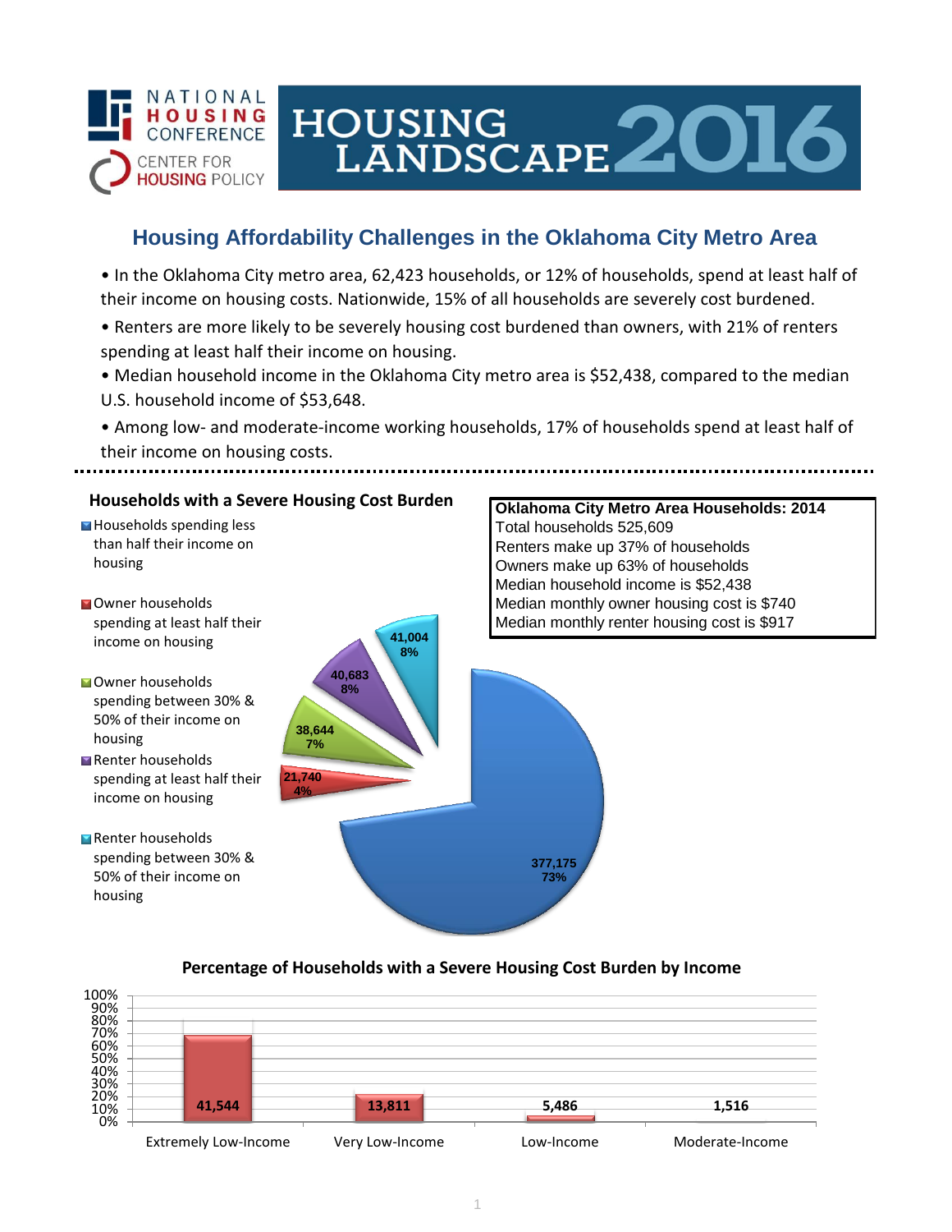NATIONAL HOUSING CONFERENCE

CENTER FOR HOUSING POLICY

# HOUSING LANDSCAPE 2016

## Housing Affordability Challenges in the Oklahoma City Metro Area

- In the Oklahoma City metro area, 62,423 households, or 12% of households, spend at least half of their income on housing costs. Nationwide, 15% of all households are severely cost burdened.
- Renters are more likely to be severely housing cost burdened than owners, with 21% of renters spending at least half their income on housing.
- Median household income in the Oklahoma City metro area is $52,438, compared to the median U.S. household income of $53,648.
- Among low- and moderate-income working households, 17% of households spend at least half of their income on housing costs.

### Households with a Severe Housing Cost Burden

Households spending less than half their income on housing

Owner households spending at least half their income on housing

Owner households spending between 30% & 50% of their income on housing

Renter households spending at least half their income on housing

Renter households spending between 30% & 50% of their income on housing

41,004
8%

40,683
8%

38,644
7%

21,740
4%

377,175
73%

**Oklahoma City Metro Area Households: 2014**

Total households 525,609

Renters make up 37% of households

Owners make up 63% of households

Median household income is $52,438

Median monthly owner housing cost is $740

Median monthly renter housing cost is $917

### Percentage of Households with a Severe Housing Cost Burden by Income

100%
90%
80%
70%
60%
50%
40%
30%
20%
10%
0%

Extremely Low-Income: 41,544

Very Low-Income: 13,811

Low-Income: 5,486

Moderate-Income: 1,516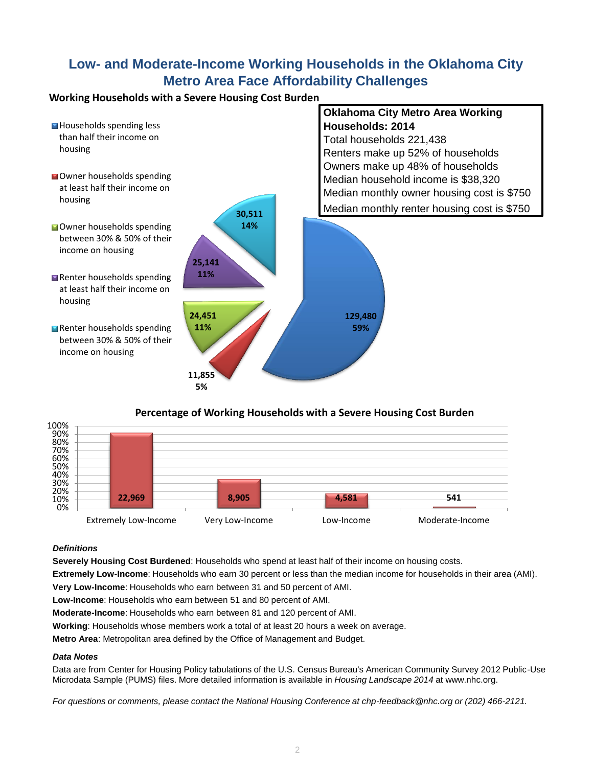# Low- and Moderate-Income Working Households in the Oklahoma City Metro Area Face Affordability Challenges

## Working Households with a Severe Housing Cost Burden

Households spending less than half their income on housing

Owner households spending at least half their income on housing

Owner households spending between 30% & 50% of their income on housing

Renter households spending at least half their income on housing

Renter households spending between 30% & 50% of their income on housing

30,511
14%

25,141
11%

24,451
11%

11,855
5%

129,480
59%

**Oklahoma City Metro Area Working Households: 2014**
Total households 221,438
Renters make up 52% of households
Owners make up 48% of households
Median household income is $38,320
Median monthly owner housing cost is $750
Median monthly renter housing cost is $750

## Percentage of Working Households with a Severe Housing Cost Burden

100%
90%
80%
70%
60%
50%
40%
30%
20%
10%
0%

22,969
8,905
4,581
541

Extremely Low-Income
Very Low-Income
Low-Income
Moderate-Income

***Definitions***

**Severely Housing Cost Burdened**: Households who spend at least half of their income on housing costs.

**Extremely Low-Income**: Households who earn 30 percent or less than the median income for households in their area (AMI).

**Very Low-Income**: Households who earn between 31 and 50 percent of AMI.

**Low-Income**: Households who earn between 51 and 80 percent of AMI.

**Moderate-Income**: Households who earn between 81 and 120 percent of AMI.

**Working**: Households whose members work a total of at least 20 hours a week on average.

**Metro Area**: Metropolitan area defined by the Office of Management and Budget.

***Data Notes***

Data are from Center for Housing Policy tabulations of the U.S. Census Bureau's American Community Survey 2012 Public-Use Microdata Sample (PUMS) files. More detailed information is available in *Housing Landscape 2014* at www.nhc.org.

*For questions or comments, please contact the National Housing Conference at chp-feedback@nhc.org or (202) 466-2121.*